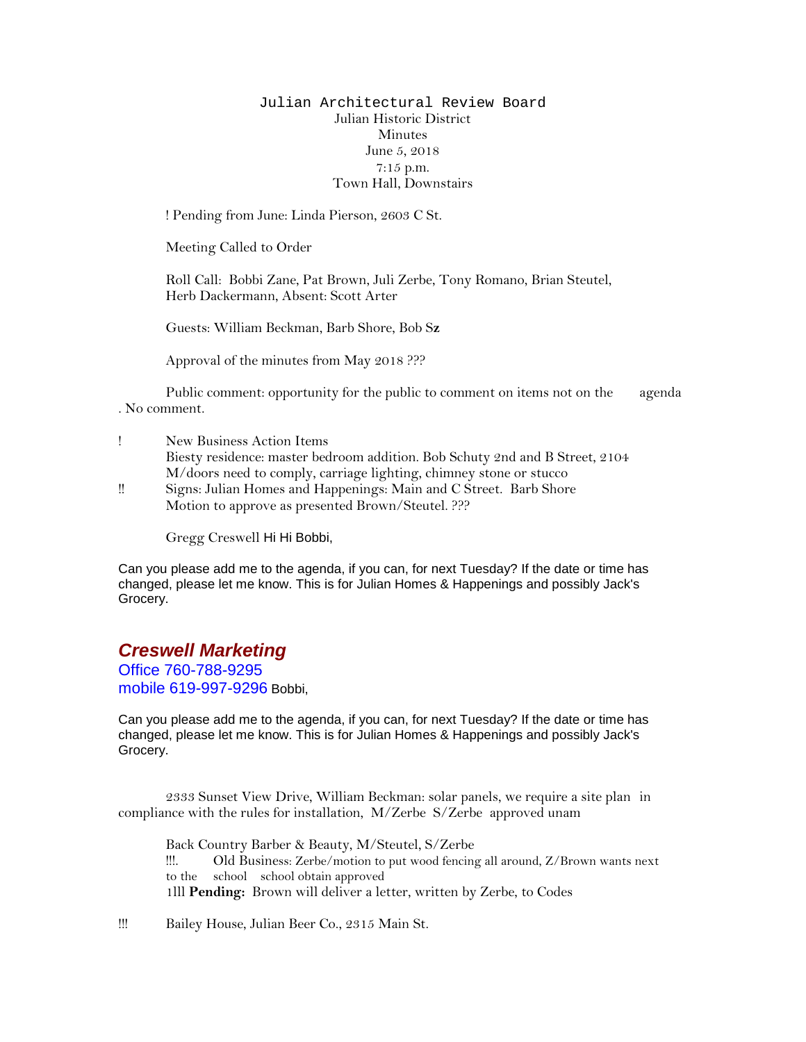# Julian Architectural Review Board

Julian Historic District
Minutes
June 5, 2018
7:15 p.m.
Town Hall, Downstairs

! Pending from June: Linda Pierson, 2603 C St.

Meeting Called to Order

Roll Call: Bobbi Zane, Pat Brown, Juli Zerbe, Tony Romano, Brian Steutel, Herb Dackermann, Absent: Scott Arter

Guests: William Beckman, Barb Shore, Bob S**z**

Approval of the minutes from May 2018 ???

Public comment: opportunity for the public to comment on items not on the agenda . No comment.

! New Business Action Items
Biesty residence: master bedroom addition. Bob Schuty 2nd and B Street, 2104
M/doors need to comply, carriage lighting, chimney stone or stucco

!! Signs: Julian Homes and Happenings: Main and C Street. Barb Shore
Motion to approve as presented Brown/Steutel. ???

Gregg Creswell Hi Hi Bobbi,

Can you please add me to the agenda, if you can, for next Tuesday? If the date or time has changed, please let me know. This is for Julian Homes & Happenings and possibly Jack's Grocery.

***Creswell Marketing***
Office 760-788-9295
mobile 619-997-9296 Bobbi,

Can you please add me to the agenda, if you can, for next Tuesday? If the date or time has changed, please let me know. This is for Julian Homes & Happenings and possibly Jack's Grocery.

2333 Sunset View Drive, William Beckman: solar panels, we require a site plan in compliance with the rules for installation, M/Zerbe S/Zerbe approved unam

Back Country Barber & Beauty, M/Steutel, S/Zerbe
!!!. Old Business: Zerbe/motion to put wood fencing all around, Z/Brown wants next to the school school obtain approved
1lll **Pending:** Brown will deliver a letter, written by Zerbe, to Codes

!!! Bailey House, Julian Beer Co., 2315 Main St.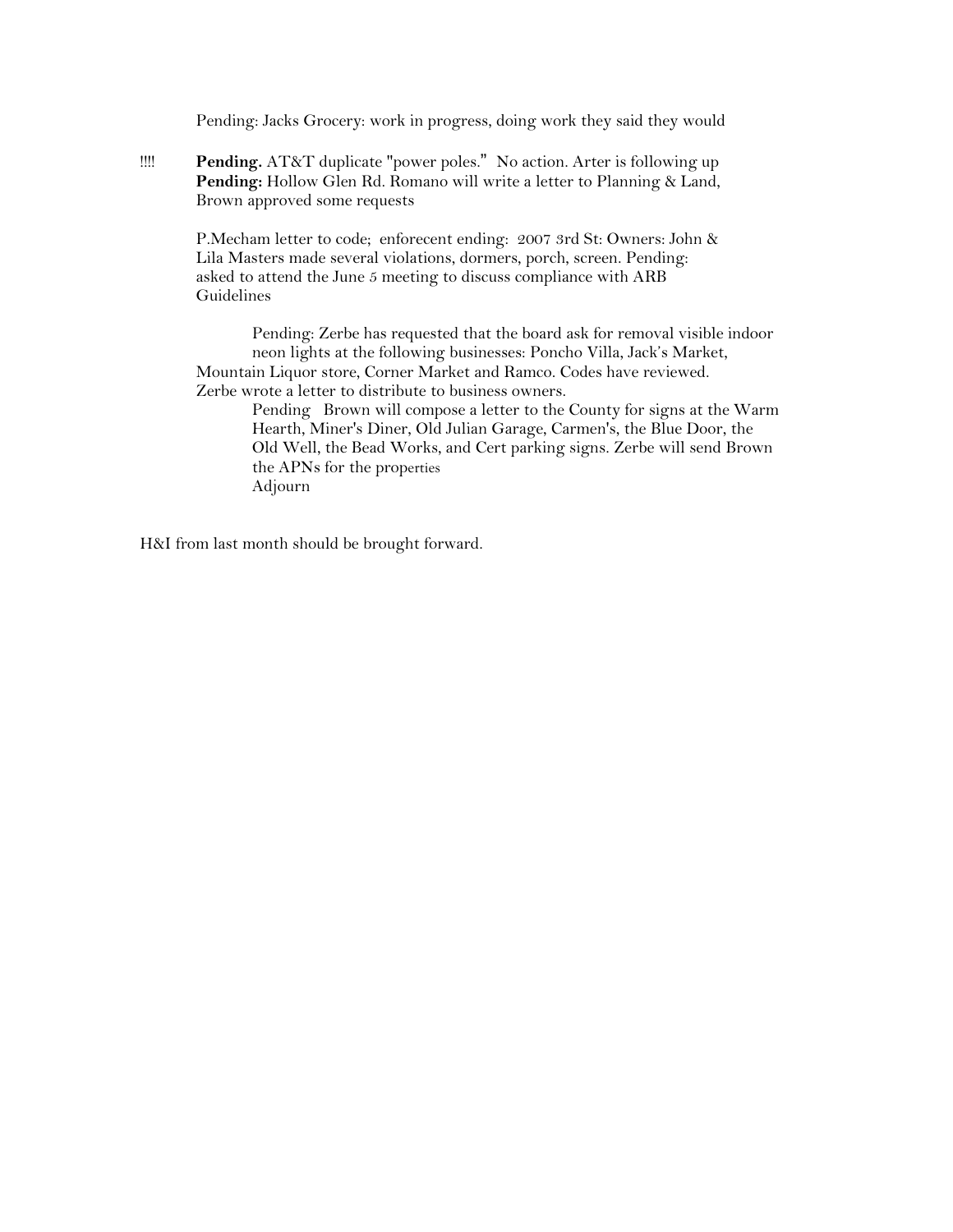Pending: Jacks Grocery: work in progress, doing work they said they would

!!!! **Pending.** AT&T duplicate "power poles." No action. Arter is following up
**Pending:** Hollow Glen Rd. Romano will write a letter to Planning & Land, Brown approved some requests

P.Mecham letter to code; enforecent ending: 2007 3rd St: Owners: John & Lila Masters made several violations, dormers, porch, screen. Pending: asked to attend the June 5 meeting to discuss compliance with ARB Guidelines

Pending: Zerbe has requested that the board ask for removal visible indoor neon lights at the following businesses: Poncho Villa, Jack's Market, Mountain Liquor store, Corner Market and Ramco. Codes have reviewed. Zerbe wrote a letter to distribute to business owners.

Pending Brown will compose a letter to the County for signs at the Warm Hearth, Miner's Diner, Old Julian Garage, Carmen's, the Blue Door, the Old Well, the Bead Works, and Cert parking signs. Zerbe will send Brown the APNs for the properties

Adjourn

H&I from last month should be brought forward.